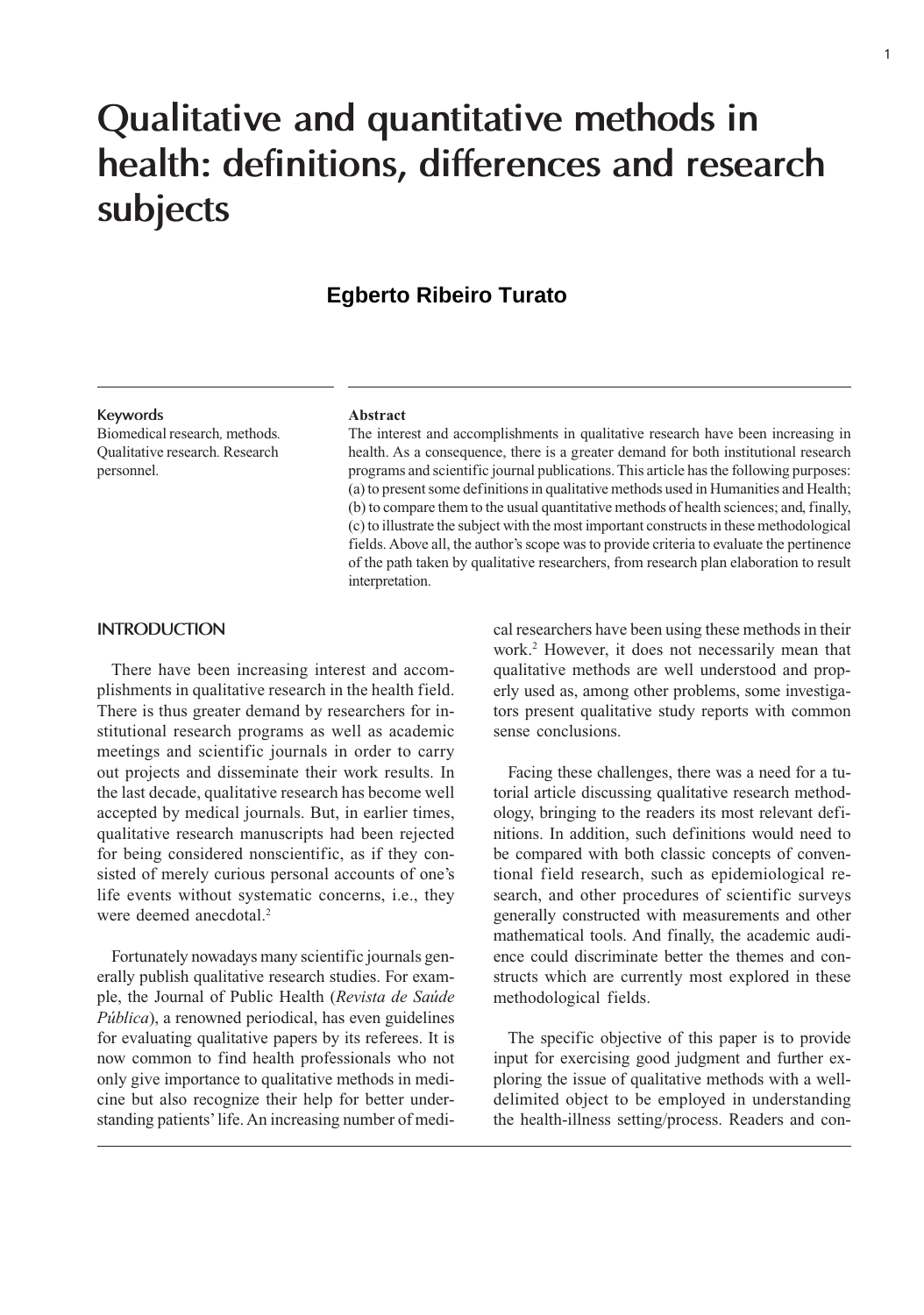# Qualitative and quantitative methods in health: definitions, differences and research subjects

**Egberto Ribeiro Turato**

**Keywords**

Biomedical research, methods. Qualitative research. Research personnel.

**Abstract**

The interest and accomplishments in qualitative research have been increasing in health. As a consequence, there is a greater demand for both institutional research programs and scientific journal publications. This article has the following purposes: (a) to present some definitions in qualitative methods used in Humanities and Health; (b) to compare them to the usual quantitative methods of health sciences; and, finally, (c) to illustrate the subject with the most important constructs in these methodological fields. Above all, the author's scope was to provide criteria to evaluate the pertinence of the path taken by qualitative researchers, from research plan elaboration to result interpretation.

## INTRODUCTION

There have been increasing interest and accomplishments in qualitative research in the health field. There is thus greater demand by researchers for institutional research programs as well as academic meetings and scientific journals in order to carry out projects and disseminate their work results. In the last decade, qualitative research has become well accepted by medical journals. But, in earlier times, qualitative research manuscripts had been rejected for being considered nonscientific, as if they consisted of merely curious personal accounts of one's life events without systematic concerns, i.e., they were deemed anecdotal.[2]

Fortunately nowadays many scientific journals generally publish qualitative research studies. For example, the Journal of Public Health (*Revista de Saúde Pública*), a renowned periodical, has even guidelines for evaluating qualitative papers by its referees. It is now common to find health professionals who not only give importance to qualitative methods in medicine but also recognize their help for better understanding patients' life. An increasing number of medical researchers have been using these methods in their work.[2] However, it does not necessarily mean that qualitative methods are well understood and properly used as, among other problems, some investigators present qualitative study reports with common sense conclusions.

Facing these challenges, there was a need for a tutorial article discussing qualitative research methodology, bringing to the readers its most relevant definitions. In addition, such definitions would need to be compared with both classic concepts of conventional field research, such as epidemiological research, and other procedures of scientific surveys generally constructed with measurements and other mathematical tools. And finally, the academic audience could discriminate better the themes and constructs which are currently most explored in these methodological fields.

The specific objective of this paper is to provide input for exercising good judgment and further exploring the issue of qualitative methods with a well-delimited object to be employed in understanding the health-illness setting/process. Readers and con-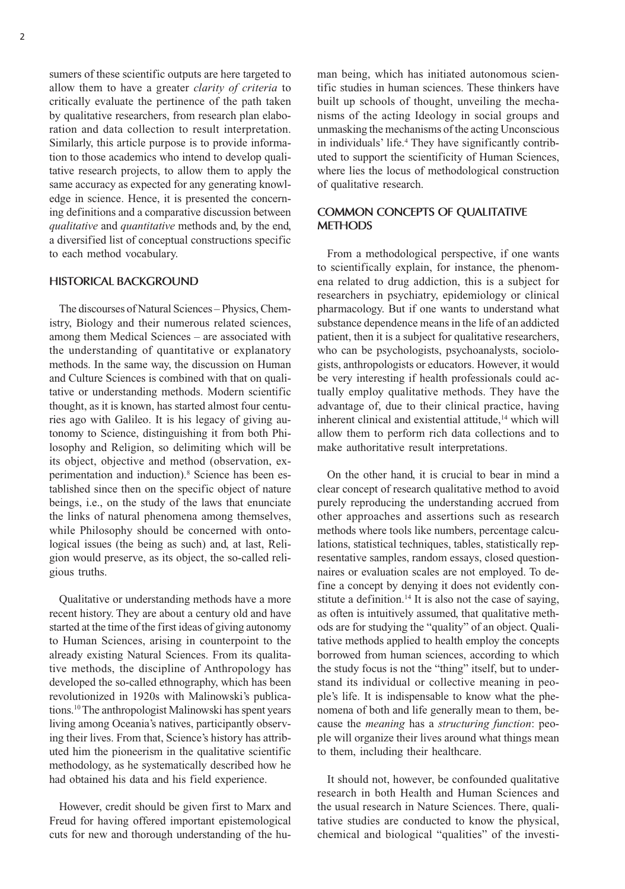sumers of these scientific outputs are here targeted to allow them to have a greater *clarity of criteria* to critically evaluate the pertinence of the path taken by qualitative researchers, from research plan elaboration and data collection to result interpretation. Similarly, this article purpose is to provide information to those academics who intend to develop qualitative research projects, to allow them to apply the same accuracy as expected for any generating knowledge in science. Hence, it is presented the concerning definitions and a comparative discussion between *qualitative* and *quantitative* methods and, by the end, a diversified list of conceptual constructions specific to each method vocabulary.

## HISTORICAL BACKGROUND

The discourses of Natural Sciences – Physics, Chemistry, Biology and their numerous related sciences, among them Medical Sciences – are associated with the understanding of quantitative or explanatory methods. In the same way, the discussion on Human and Culture Sciences is combined with that on qualitative or understanding methods. Modern scientific thought, as it is known, has started almost four centuries ago with Galileo. It is his legacy of giving autonomy to Science, distinguishing it from both Philosophy and Religion, so delimiting which will be its object, objective and method (observation, experimentation and induction).[8] Science has been established since then on the specific object of nature beings, i.e., on the study of the laws that enunciate the links of natural phenomena among themselves, while Philosophy should be concerned with ontological issues (the being as such) and, at last, Religion would preserve, as its object, the so-called religious truths.

Qualitative or understanding methods have a more recent history. They are about a century old and have started at the time of the first ideas of giving autonomy to Human Sciences, arising in counterpoint to the already existing Natural Sciences. From its qualitative methods, the discipline of Anthropology has developed the so-called ethnography, which has been revolutionized in 1920s with Malinowski's publications.[10] The anthropologist Malinowski has spent years living among Oceania's natives, participantly observing their lives. From that, Science's history has attributed him the pioneerism in the qualitative scientific methodology, as he systematically described how he had obtained his data and his field experience.

However, credit should be given first to Marx and Freud for having offered important epistemological cuts for new and thorough understanding of the human being, which has initiated autonomous scientific studies in human sciences. These thinkers have built up schools of thought, unveiling the mechanisms of the acting Ideology in social groups and unmasking the mechanisms of the acting Unconscious in individuals' life.[4] They have significantly contributed to support the scientificity of Human Sciences, where lies the locus of methodological construction of qualitative research.

## COMMON CONCEPTS OF QUALITATIVE METHODS

From a methodological perspective, if one wants to scientifically explain, for instance, the phenomena related to drug addiction, this is a subject for researchers in psychiatry, epidemiology or clinical pharmacology. But if one wants to understand what substance dependence means in the life of an addicted patient, then it is a subject for qualitative researchers, who can be psychologists, psychoanalysts, sociologists, anthropologists or educators. However, it would be very interesting if health professionals could actually employ qualitative methods. They have the advantage of, due to their clinical practice, having inherent clinical and existential attitude,[14] which will allow them to perform rich data collections and to make authoritative result interpretations.

On the other hand, it is crucial to bear in mind a clear concept of research qualitative method to avoid purely reproducing the understanding accrued from other approaches and assertions such as research methods where tools like numbers, percentage calculations, statistical techniques, tables, statistically representative samples, random essays, closed questionnaires or evaluation scales are not employed. To define a concept by denying it does not evidently constitute a definition.[14] It is also not the case of saying, as often is intuitively assumed, that qualitative methods are for studying the "quality" of an object. Qualitative methods applied to health employ the concepts borrowed from human sciences, according to which the study focus is not the "thing" itself, but to understand its individual or collective meaning in people's life. It is indispensable to know what the phenomena of both and life generally mean to them, because the *meaning* has a *structuring function*: people will organize their lives around what things mean to them, including their healthcare.

It should not, however, be confounded qualitative research in both Health and Human Sciences and the usual research in Nature Sciences. There, qualitative studies are conducted to know the physical, chemical and biological "qualities" of the investi-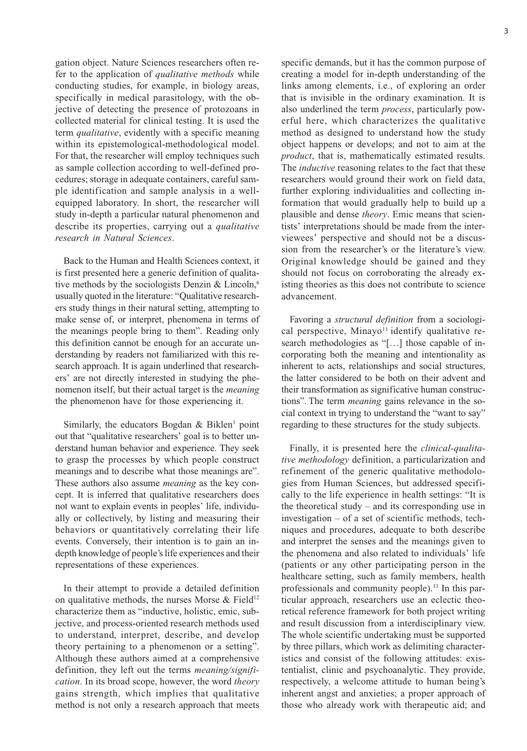gation object. Nature Sciences researchers often refer to the application of *qualitative methods* while conducting studies, for example, in biology areas, specifically in medical parasitology, with the objective of detecting the presence of protozoans in collected material for clinical testing. It is used the term *qualitative*, evidently with a specific meaning within its epistemological-methodological model. For that, the researcher will employ techniques such as sample collection according to well-defined procedures; storage in adequate containers, careful sample identification and sample analysis in a well-equipped laboratory. In short, the researcher will study in-depth a particular natural phenomenon and describe its properties, carrying out a *qualitative research in Natural Sciences*.

Back to the Human and Health Sciences context, it is first presented here a generic definition of qualitative methods by the sociologists Denzin & Lincoln,[6] usually quoted in the literature: "Qualitative researchers study things in their natural setting, attempting to make sense of, or interpret, phenomena in terms of the meanings people bring to them". Reading only this definition cannot be enough for an accurate understanding by readers not familiarized with this research approach. It is again underlined that researchers' are not directly interested in studying the phenomenon itself, but their actual target is the *meaning* the phenomenon have for those experiencing it.

Similarly, the educators Bogdan & Biklen[1] point out that "qualitative researchers' goal is to better understand human behavior and experience. They seek to grasp the processes by which people construct meanings and to describe what those meanings are". These authors also assume *meaning* as the key concept. It is inferred that qualitative researchers does not want to explain events in peoples' life, individually or collectively, by listing and measuring their behaviors or quantitatively correlating their life events. Conversely, their intention is to gain an in-depth knowledge of people's life experiences and their representations of these experiences.

In their attempt to provide a detailed definition on qualitative methods, the nurses Morse & Field[12] characterize them as "inductive, holistic, emic, subjective, and process-oriented research methods used to understand, interpret, describe, and develop theory pertaining to a phenomenon or a setting". Although these authors aimed at a comprehensive definition, they left out the terms *meaning/signification*. In its broad scope, however, the word *theory* gains strength, which implies that qualitative method is not only a research approach that meets specific demands, but it has the common purpose of creating a model for in-depth understanding of the links among elements, i.e., of exploring an order that is invisible in the ordinary examination. It is also underlined the term *process*, particularly powerful here, which characterizes the qualitative method as designed to understand how the study object happens or develops; and not to aim at the *product*, that is, mathematically estimated results. The *inductive* reasoning relates to the fact that these researchers would ground their work on field data, further exploring individualities and collecting information that would gradually help to build up a plausible and dense *theory*. Emic means that scientists' interpretations should be made from the interviewees' perspective and should not be a discussion from the researcher's or the literature's view. Original knowledge should be gained and they should not focus on corroborating the already existing theories as this does not contribute to science advancement.

Favoring a *structural definition* from a sociological perspective, Minayo[11] identify qualitative research methodologies as "[…] those capable of incorporating both the meaning and intentionality as inherent to acts, relationships and social structures, the latter considered to be both on their advent and their transformation as significative human constructions". The term *meaning* gains relevance in the social context in trying to understand the "want to say" regarding to these structures for the study subjects.

Finally, it is presented here the *clinical-qualitative methodology* definition, a particularization and refinement of the generic qualitative methodologies from Human Sciences, but addressed specifically to the life experience in health settings: "It is the theoretical study – and its corresponding use in investigation – of a set of scientific methods, techniques and procedures, adequate to both describe and interpret the senses and the meanings given to the phenomena and also related to individuals' life (patients or any other participating person in the healthcare setting, such as family members, health professionals and community people).[13] In this particular approach, researchers use an eclectic theoretical reference framework for both project writing and result discussion from a interdisciplinary view. The whole scientific undertaking must be supported by three pillars, which work as delimiting characteristics and consist of the following attitudes: existentialist, clinic and psychoanalytic. They provide, respectively, a welcome attitude to human being's inherent angst and anxieties; a proper approach of those who already work with therapeutic aid; and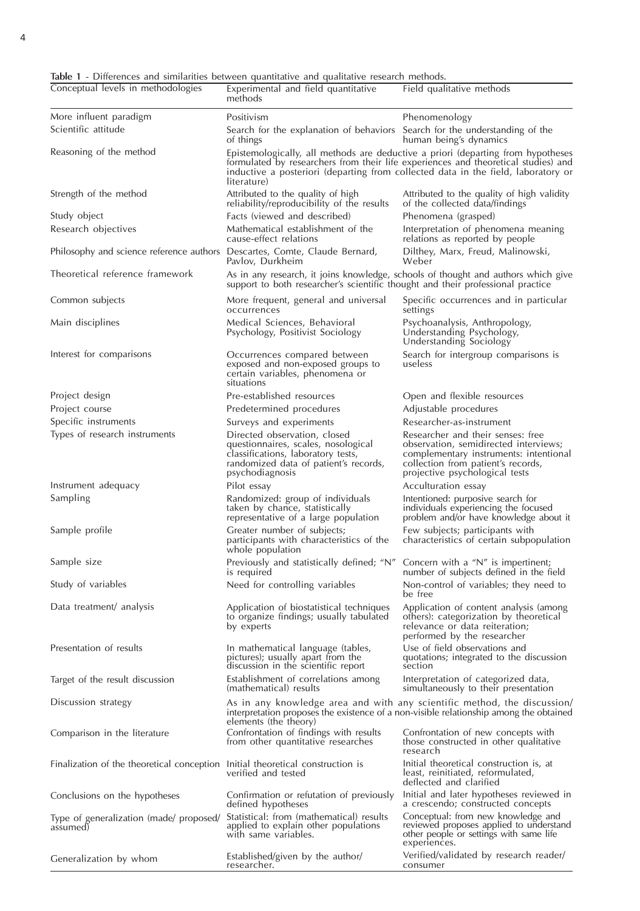**Table 1** - Differences and similarities between quantitative and qualitative research methods.

| Conceptual levels in methodologies | Experimental and field quantitative methods | Field qualitative methods |
|---|---|---|
| More influent paradigm | Positivism | Phenomenology |
| Scientific attitude | Search for the explanation of behaviors of things | Search for the understanding of the human being's dynamics |
| Reasoning of the method | Epistemologically, all methods are deductive a priori (departing from hypotheses formulated by researchers from their life experiences and theoretical studies) and inductive a posteriori (departing from collected data in the field, laboratory or literature) | |
| Strength of the method | Attributed to the quality of high reliability/reproducibility of the results | Attributed to the quality of high validity of the collected data/findings |
| Study object | Facts (viewed and described) | Phenomena (grasped) |
| Research objectives | Mathematical establishment of the cause-effect relations | Interpretation of phenomena meaning relations as reported by people |
| Philosophy and science reference authors | Descartes, Comte, Claude Bernard, Pavlov, Durkheim | Dilthey, Marx, Freud, Malinowski, Weber |
| Theoretical reference framework | As in any research, it joins knowledge, schools of thought and authors which give support to both researcher's scientific thought and their professional practice | |
| Common subjects | More frequent, general and universal occurrences | Specific occurrences and in particular settings |
| Main disciplines | Medical Sciences, Behavioral Psychology, Positivist Sociology | Psychoanalysis, Anthropology, Understanding Psychology, Understanding Sociology |
| Interest for comparisons | Occurrences compared between exposed and non-exposed groups to certain variables, phenomena or situations | Search for intergroup comparisons is useless |
| Project design | Pre-established resources | Open and flexible resources |
| Project course | Predetermined procedures | Adjustable procedures |
| Specific instruments | Surveys and experiments | Researcher-as-instrument |
| Types of research instruments | Directed observation, closed questionnaires, scales, nosological classifications, laboratory tests, randomized data of patient's records, psychodiagnosis | Researcher and their senses: free observation, semidirected interviews; complementary instruments: intentional collection from patient's records, projective psychological tests |
| Instrument adequacy | Pilot essay | Acculturation essay |
| Sampling | Randomized: group of individuals taken by chance, statistically representative of a large population | Intentioned: purposive search for individuals experiencing the focused problem and/or have knowledge about it |
| Sample profile | Greater number of subjects; participants with characteristics of the whole population | Few subjects; participants with characteristics of certain subpopulation |
| Sample size | Previously and statistically defined; "N" is required | Concern with a "N" is impertinent; number of subjects defined in the field |
| Study of variables | Need for controlling variables | Non-control of variables; they need to be free |
| Data treatment/ analysis | Application of biostatistical techniques to organize findings; usually tabulated by experts | Application of content analysis (among others): categorization by theoretical relevance or data reiteration; performed by the researcher |
| Presentation of results | In mathematical language (tables, pictures); usually apart from the discussion in the scientific report | Use of field observations and quotations; integrated to the discussion section |
| Target of the result discussion | Establishment of correlations among (mathematical) results | Interpretation of categorized data, simultaneously to their presentation |
| Discussion strategy | As in any knowledge area and with any scientific method, the discussion/ interpretation proposes the existence of a non-visible relationship among the obtained elements (the theory) | |
| Comparison in the literature | Confrontation of findings with results from other quantitative researches | Confrontation of new concepts with those constructed in other qualitative research |
| Finalization of the theoretical conception | Initial theoretical construction is verified and tested | Initial theoretical construction is, at least, reinitiated, reformulated, deflected and clarified |
| Conclusions on the hypotheses | Confirmation or refutation of previously defined hypotheses | Initial and later hypotheses reviewed in a crescendo; constructed concepts |
| Type of generalization (made/ proposed/ assumed) | Statistical: from (mathematical) results applied to explain other populations with same variables. | Conceptual: from new knowledge and reviewed proposes applied to understand other people or settings with same life experiences. |
| Generalization by whom | Established/given by the author/ researcher. | Verified/validated by research reader/ consumer |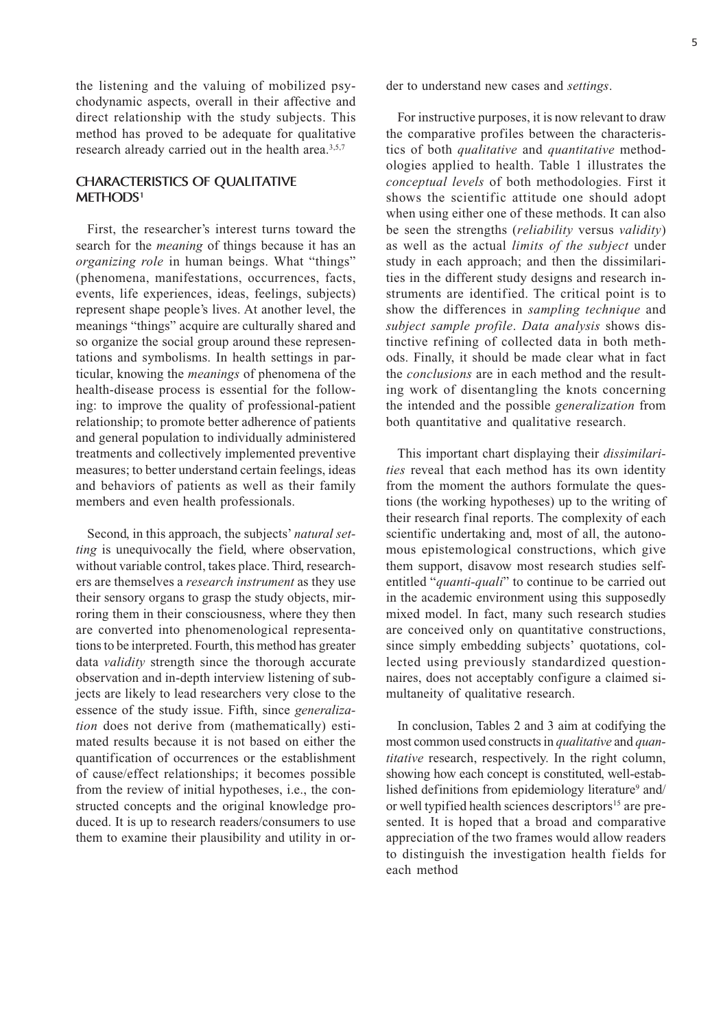the listening and the valuing of mobilized psychodynamic aspects, overall in their affective and direct relationship with the study subjects. This method has proved to be adequate for qualitative research already carried out in the health area.[3,5,7]

## CHARACTERISTICS OF QUALITATIVE METHODS[1]

First, the researcher's interest turns toward the search for the *meaning* of things because it has an *organizing role* in human beings. What "things" (phenomena, manifestations, occurrences, facts, events, life experiences, ideas, feelings, subjects) represent shape people's lives. At another level, the meanings "things" acquire are culturally shared and so organize the social group around these representations and symbolisms. In health settings in particular, knowing the *meanings* of phenomena of the health-disease process is essential for the following: to improve the quality of professional-patient relationship; to promote better adherence of patients and general population to individually administered treatments and collectively implemented preventive measures; to better understand certain feelings, ideas and behaviors of patients as well as their family members and even health professionals.

Second, in this approach, the subjects' *natural setting* is unequivocally the field, where observation, without variable control, takes place. Third, researchers are themselves a *research instrument* as they use their sensory organs to grasp the study objects, mirroring them in their consciousness, where they then are converted into phenomenological representations to be interpreted. Fourth, this method has greater data *validity* strength since the thorough accurate observation and in-depth interview listening of subjects are likely to lead researchers very close to the essence of the study issue. Fifth, since *generalization* does not derive from (mathematically) estimated results because it is not based on either the quantification of occurrences or the establishment of cause/effect relationships; it becomes possible from the review of initial hypotheses, i.e., the constructed concepts and the original knowledge produced. It is up to research readers/consumers to use them to examine their plausibility and utility in order to understand new cases and *settings*.

For instructive purposes, it is now relevant to draw the comparative profiles between the characteristics of both *qualitative* and *quantitative* methodologies applied to health. Table 1 illustrates the *conceptual levels* of both methodologies. First it shows the scientific attitude one should adopt when using either one of these methods. It can also be seen the strengths (*reliability* versus *validity*) as well as the actual *limits of the subject* under study in each approach; and then the dissimilarities in the different study designs and research instruments are identified. The critical point is to show the differences in *sampling technique* and *subject sample profile*. *Data analysis* shows distinctive refining of collected data in both methods. Finally, it should be made clear what in fact the *conclusions* are in each method and the resulting work of disentangling the knots concerning the intended and the possible *generalization* from both quantitative and qualitative research.

This important chart displaying their *dissimilarities* reveal that each method has its own identity from the moment the authors formulate the questions (the working hypotheses) up to the writing of their research final reports. The complexity of each scientific undertaking and, most of all, the autonomous epistemological constructions, which give them support, disavow most research studies self-entitled "*quanti-quali*" to continue to be carried out in the academic environment using this supposedly mixed model. In fact, many such research studies are conceived only on quantitative constructions, since simply embedding subjects' quotations, collected using previously standardized questionnaires, does not acceptably configure a claimed simultaneity of qualitative research.

In conclusion, Tables 2 and 3 aim at codifying the most common used constructs in *qualitative* and *quantitative* research, respectively. In the right column, showing how each concept is constituted, well-established definitions from epidemiology literature[9] and/or well typified health sciences descriptors[15] are presented. It is hoped that a broad and comparative appreciation of the two frames would allow readers to distinguish the investigation health fields for each method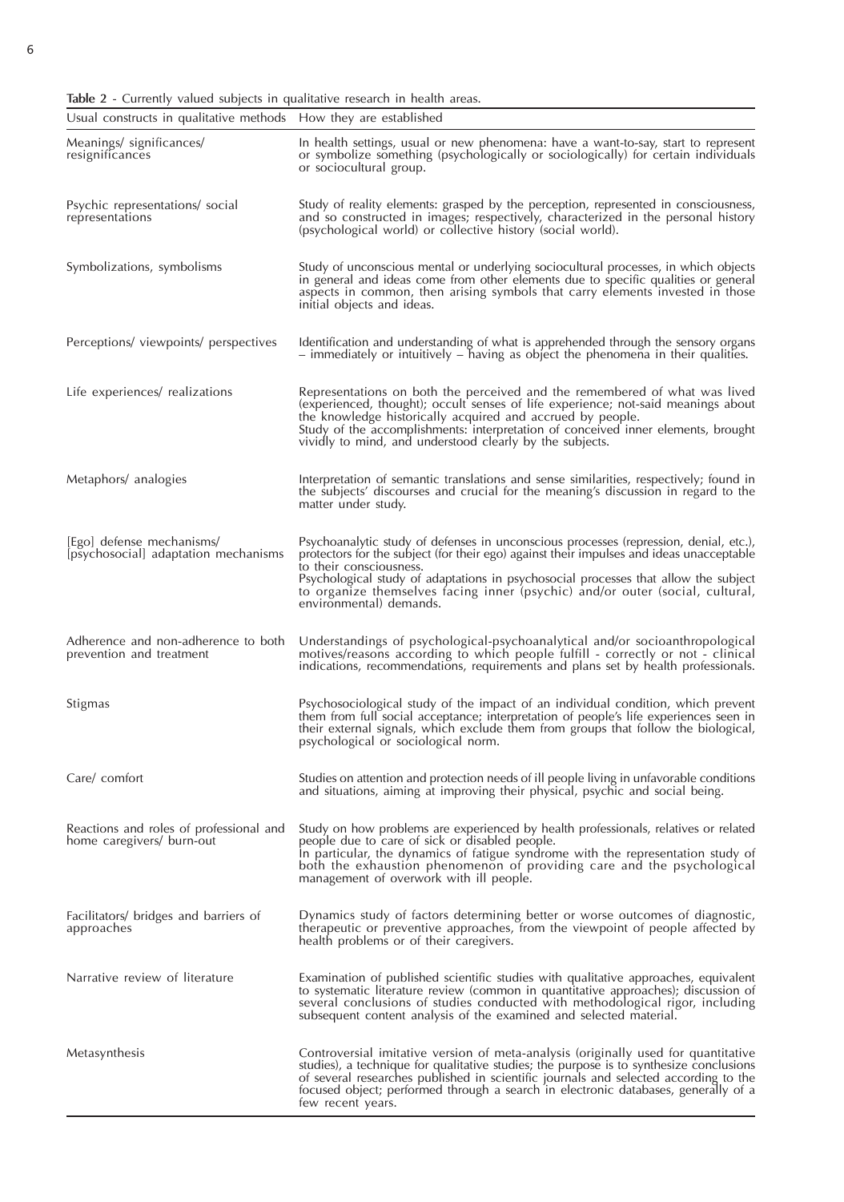**Table 2** - Currently valued subjects in qualitative research in health areas.

| Usual constructs in qualitative methods | How they are established |
|---|---|
| Meanings/ significances/ resignificances | In health settings, usual or new phenomena: have a want-to-say, start to represent or symbolize something (psychologically or sociologically) for certain individuals or sociocultural group. |
| Psychic representations/ social representations | Study of reality elements: grasped by the perception, represented in consciousness, and so constructed in images; respectively, characterized in the personal history (psychological world) or collective history (social world). |
| Symbolizations, symbolisms | Study of unconscious mental or underlying sociocultural processes, in which objects in general and ideas come from other elements due to specific qualities or general aspects in common, then arising symbols that carry elements invested in those initial objects and ideas. |
| Perceptions/ viewpoints/ perspectives | Identification and understanding of what is apprehended through the sensory organs – immediately or intuitively – having as object the phenomena in their qualities. |
| Life experiences/ realizations | Representations on both the perceived and the remembered of what was lived (experienced, thought); occult senses of life experience; not-said meanings about the knowledge historically acquired and accrued by people. Study of the accomplishments: interpretation of conceived inner elements, brought vividly to mind, and understood clearly by the subjects. |
| Metaphors/ analogies | Interpretation of semantic translations and sense similarities, respectively; found in the subjects' discourses and crucial for the meaning's discussion in regard to the matter under study. |
| [Ego] defense mechanisms/ [psychosocial] adaptation mechanisms | Psychoanalytic study of defenses in unconscious processes (repression, denial, etc.), protectors for the subject (for their ego) against their impulses and ideas unacceptable to their consciousness. Psychological study of adaptations in psychosocial processes that allow the subject to organize themselves facing inner (psychic) and/or outer (social, cultural, environmental) demands. |
| Adherence and non-adherence to both prevention and treatment | Understandings of psychological-psychoanalytical and/or socioanthropological motives/reasons according to which people fulfill - correctly or not - clinical indications, recommendations, requirements and plans set by health professionals. |
| Stigmas | Psychosociological study of the impact of an individual condition, which prevent them from full social acceptance; interpretation of people's life experiences seen in their external signals, which exclude them from groups that follow the biological, psychological or sociological norm. |
| Care/ comfort | Studies on attention and protection needs of ill people living in unfavorable conditions and situations, aiming at improving their physical, psychic and social being. |
| Reactions and roles of professional and home caregivers/ burn-out | Study on how problems are experienced by health professionals, relatives or related people due to care of sick or disabled people. In particular, the dynamics of fatigue syndrome with the representation study of both the exhaustion phenomenon of providing care and the psychological management of overwork with ill people. |
| Facilitators/ bridges and barriers of approaches | Dynamics study of factors determining better or worse outcomes of diagnostic, therapeutic or preventive approaches, from the viewpoint of people affected by health problems or of their caregivers. |
| Narrative review of literature | Examination of published scientific studies with qualitative approaches, equivalent to systematic literature review (common in quantitative approaches); discussion of several conclusions of studies conducted with methodological rigor, including subsequent content analysis of the examined and selected material. |
| Metasynthesis | Controversial imitative version of meta-analysis (originally used for quantitative studies), a technique for qualitative studies; the purpose is to synthesize conclusions of several researches published in scientific journals and selected according to the focused object; performed through a search in electronic databases, generally of a few recent years. |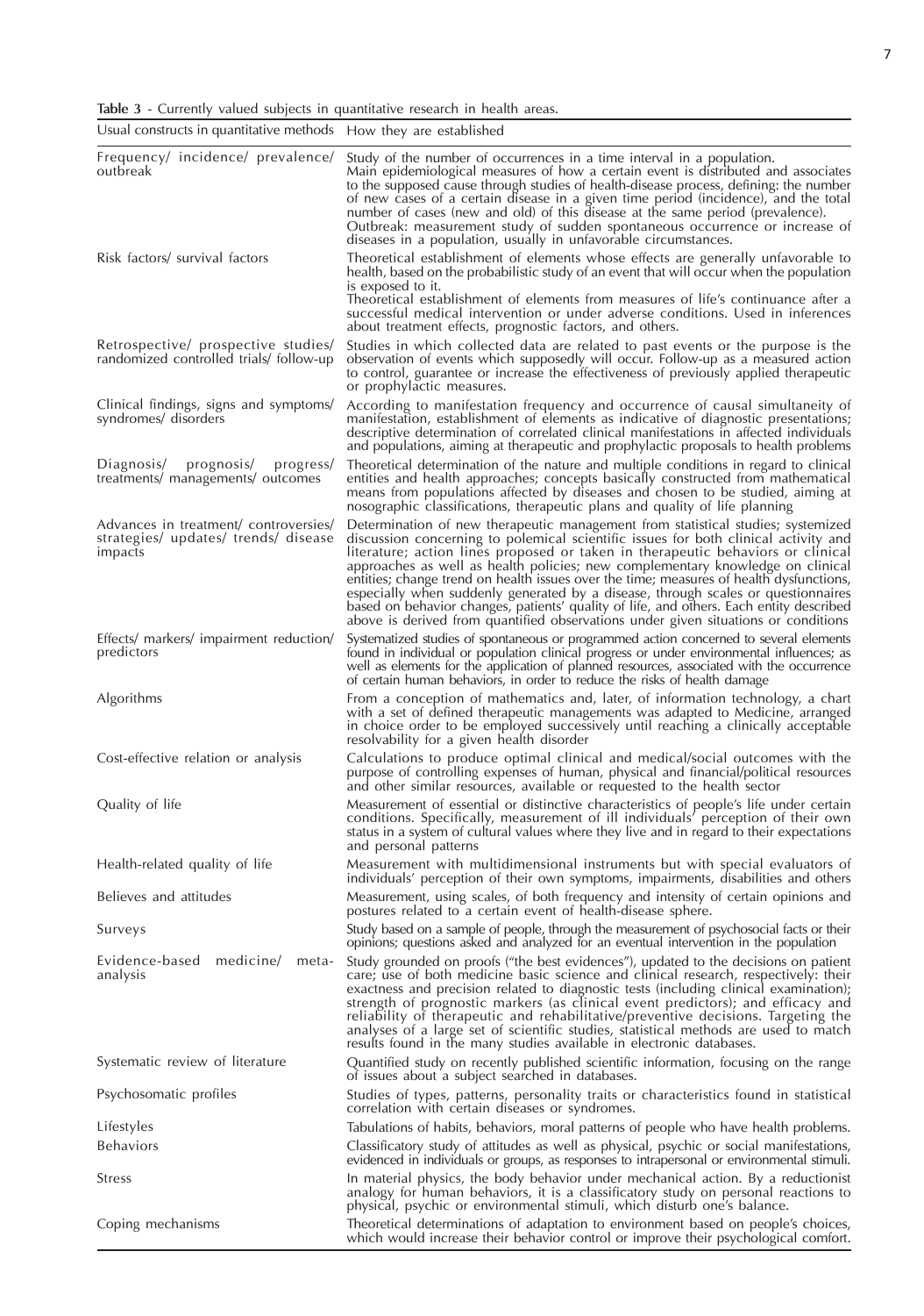**Table 3** - Currently valued subjects in quantitative research in health areas.

| Usual constructs in quantitative methods | How they are established |
|---|---|
| Frequency/ incidence/ prevalence/ outbreak | Study of the number of occurrences in a time interval in a population. Main epidemiological measures of how a certain event is distributed and associates to the supposed cause through studies of health-disease process, defining: the number of new cases of a certain disease in a given time period (incidence), and the total number of cases (new and old) of this disease at the same period (prevalence). Outbreak: measurement study of sudden spontaneous occurrence or increase of diseases in a population, usually in unfavorable circumstances. |
| Risk factors/ survival factors | Theoretical establishment of elements whose effects are generally unfavorable to health, based on the probabilistic study of an event that will occur when the population is exposed to it. Theoretical establishment of elements from measures of life's continuance after a successful medical intervention or under adverse conditions. Used in inferences about treatment effects, prognostic factors, and others. |
| Retrospective/ prospective studies/ randomized controlled trials/ follow-up | Studies in which collected data are related to past events or the purpose is the observation of events which supposedly will occur. Follow-up as a measured action to control, guarantee or increase the effectiveness of previously applied therapeutic or prophylactic measures. |
| Clinical findings, signs and symptoms/ syndromes/ disorders | According to manifestation frequency and occurrence of causal simultaneity of manifestation, establishment of elements as indicative of diagnostic presentations; descriptive determination of correlated clinical manifestations in affected individuals and populations, aiming at therapeutic and prophylactic proposals to health problems |
| Diagnosis/ prognosis/ progress/ treatments/ managements/ outcomes | Theoretical determination of the nature and multiple conditions in regard to clinical entities and health approaches; concepts basically constructed from mathematical means from populations affected by diseases and chosen to be studied, aiming at nosographic classifications, therapeutic plans and quality of life planning |
| Advances in treatment/ controversies/ strategies/ updates/ trends/ disease impacts | Determination of new therapeutic management from statistical studies; systemized discussion concerning to polemical scientific issues for both clinical activity and literature; action lines proposed or taken in therapeutic behaviors or clinical approaches as well as health policies; new complementary knowledge on clinical entities; change trend on health issues over the time; measures of health dysfunctions, especially when suddenly generated by a disease, through scales or questionnaires based on behavior changes, patients' quality of life, and others. Each entity described above is derived from quantified observations under given situations or conditions |
| Effects/ markers/ impairment reduction/ predictors | Systematized studies of spontaneous or programmed action concerned to several elements found in individual or population clinical progress or under environmental influences; as well as elements for the application of planned resources, associated with the occurrence of certain human behaviors, in order to reduce the risks of health damage |
| Algorithms | From a conception of mathematics and, later, of information technology, a chart with a set of defined therapeutic managements was adapted to Medicine, arranged in choice order to be employed successively until reaching a clinically acceptable resolvability for a given health disorder |
| Cost-effective relation or analysis | Calculations to produce optimal clinical and medical/social outcomes with the purpose of controlling expenses of human, physical and financial/political resources and other similar resources, available or requested to the health sector |
| Quality of life | Measurement of essential or distinctive characteristics of people's life under certain conditions. Specifically, measurement of ill individuals' perception of their own status in a system of cultural values where they live and in regard to their expectations and personal patterns |
| Health-related quality of life | Measurement with multidimensional instruments but with special evaluators of individuals' perception of their own symptoms, impairments, disabilities and others |
| Believes and attitudes | Measurement, using scales, of both frequency and intensity of certain opinions and postures related to a certain event of health-disease sphere. |
| Surveys | Study based on a sample of people, through the measurement of psychosocial facts or their opinions; questions asked and analyzed for an eventual intervention in the population |
| Evidence-based medicine/ meta-analysis | Study grounded on proofs ("the best evidences"), updated to the decisions on patient care; use of both medicine basic science and clinical research, respectively: their exactness and precision related to diagnostic tests (including clinical examination); strength of prognostic markers (as clinical event predictors); and efficacy and reliability of therapeutic and rehabilitative/preventive decisions. Targeting the analyses of a large set of scientific studies, statistical methods are used to match results found in the many studies available in electronic databases. |
| Systematic review of literature | Quantified study on recently published scientific information, focusing on the range of issues about a subject searched in databases. |
| Psychosomatic profiles | Studies of types, patterns, personality traits or characteristics found in statistical correlation with certain diseases or syndromes. |
| Lifestyles | Tabulations of habits, behaviors, moral patterns of people who have health problems. |
| Behaviors | Classificatory study of attitudes as well as physical, psychic or social manifestations, evidenced in individuals or groups, as responses to intrapersonal or environmental stimuli. |
| Stress | In material physics, the body behavior under mechanical action. By a reductionist analogy for human behaviors, it is a classificatory study on personal reactions to physical, psychic or environmental stimuli, which disturb one's balance. |
| Coping mechanisms | Theoretical determinations of adaptation to environment based on people's choices, which would increase their behavior control or improve their psychological comfort. |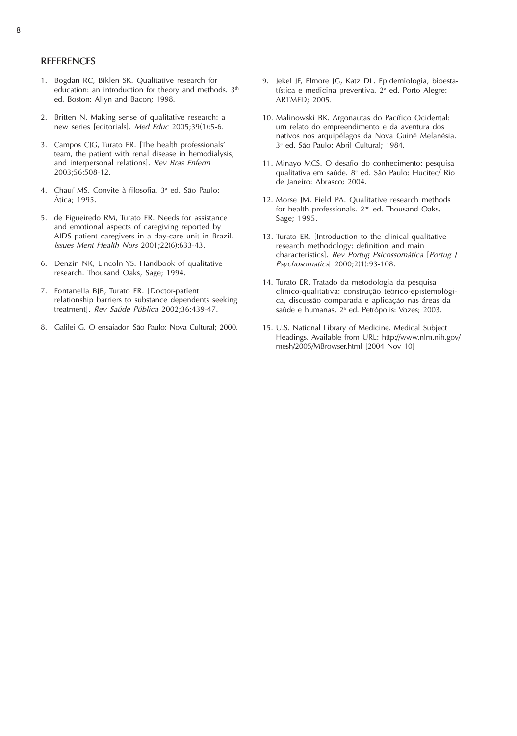## REFERENCES

1. Bogdan RC, Biklen SK. Qualitative research for education: an introduction for theory and methods. 3th ed. Boston: Allyn and Bacon; 1998.

2. Britten N. Making sense of qualitative research: a new series [editorials]. *Med Educ* 2005;39(1):5-6.

3. Campos CJG, Turato ER. [The health professionals' team, the patient with renal disease in hemodialysis, and interpersonal relations]. *Rev Bras Enferm* 2003;56:508-12.

4. Chauí MS. Convite à filosofia. 3a ed. São Paulo: Ática; 1995.

5. de Figueiredo RM, Turato ER. Needs for assistance and emotional aspects of caregiving reported by AIDS patient caregivers in a day-care unit in Brazil. *Issues Ment Health Nurs* 2001;22(6):633-43.

6. Denzin NK, Lincoln YS. Handbook of qualitative research. Thousand Oaks, Sage; 1994.

7. Fontanella BJB, Turato ER. [Doctor-patient relationship barriers to substance dependents seeking treatment]. *Rev Saúde Pública* 2002;36:439-47.

8. Galilei G. O ensaiador. São Paulo: Nova Cultural; 2000.

9. Jekel JF, Elmore JG, Katz DL. Epidemiologia, bioestatística e medicina preventiva. 2a ed. Porto Alegre: ARTMED; 2005.

10. Malinowski BK. Argonautas do Pacífico Ocidental: um relato do empreendimento e da aventura dos nativos nos arquipélagos da Nova Guiné Melanésia. 3a ed. São Paulo: Abril Cultural; 1984.

11. Minayo MCS. O desafio do conhecimento: pesquisa qualitativa em saúde. 8a ed. São Paulo: Hucitec/ Rio de Janeiro: Abrasco; 2004.

12. Morse JM, Field PA. Qualitative research methods for health professionals. 2nd ed. Thousand Oaks, Sage; 1995.

13. Turato ER. [Introduction to the clinical-qualitative research methodology: definition and main characteristics]. *Rev Portug Psicossomática* [*Portug J Psychosomatics*] 2000;2(1):93-108.

14. Turato ER. Tratado da metodologia da pesquisa clínico-qualitativa: construção teórico-epistemológica, discussão comparada e aplicação nas áreas da saúde e humanas. 2a ed. Petrópolis: Vozes; 2003.

15. U.S. National Library of Medicine. Medical Subject Headings. Available from URL: http://www.nlm.nih.gov/mesh/2005/MBrowser.html [2004 Nov 10]